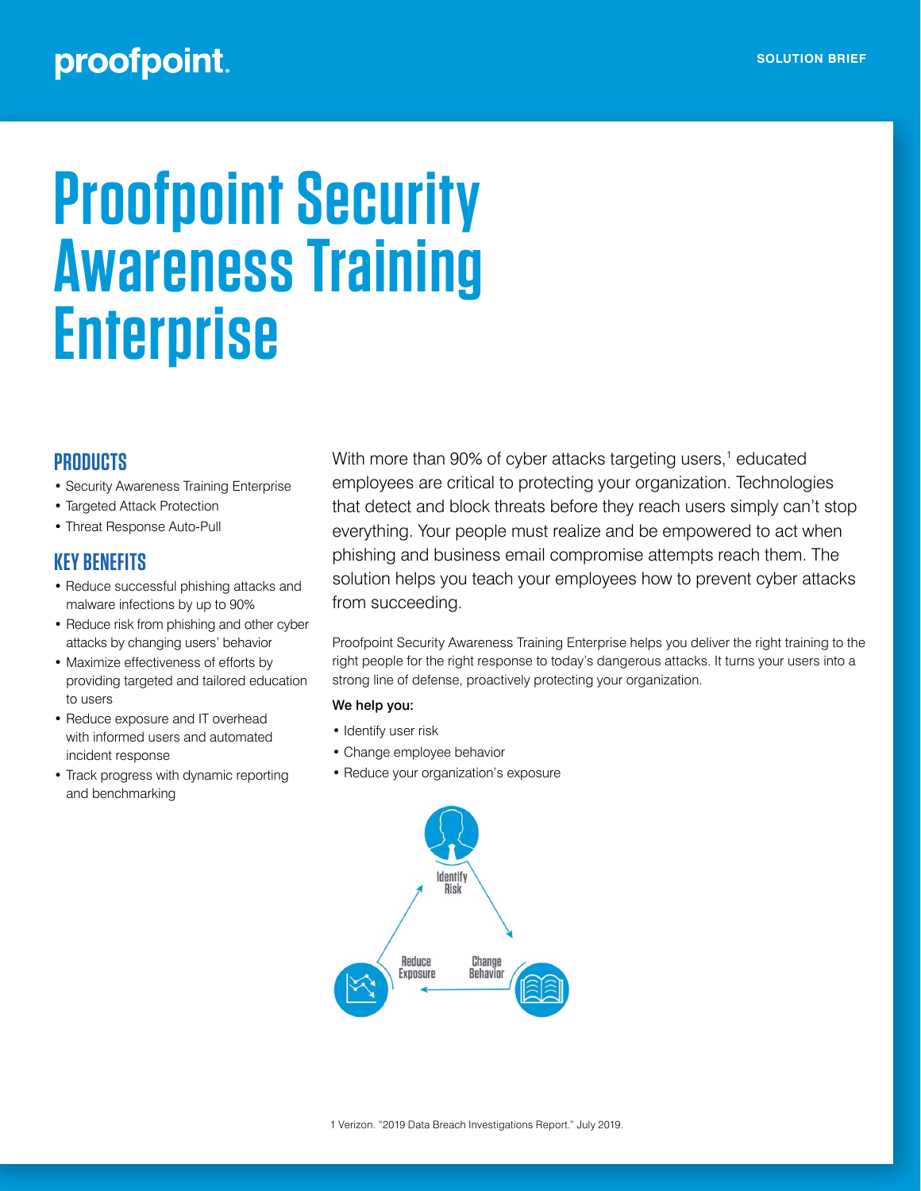SOLUTION BRIEF

# Proofpoint Security Awareness Training Enterprise

## PRODUCTS

- Security Awareness Training Enterprise
- Targeted Attack Protection
- Threat Response Auto-Pull

## KEY BENEFITS

- Reduce successful phishing attacks and malware infections by up to 90%
- Reduce risk from phishing and other cyber attacks by changing users' behavior
- Maximize effectiveness of efforts by providing targeted and tailored education to users
- Reduce exposure and IT overhead with informed users and automated incident response
- Track progress with dynamic reporting and benchmarking

With more than 90% of cyber attacks targeting users,[1] educated employees are critical to protecting your organization. Technologies that detect and block threats before they reach users simply can't stop everything. Your people must realize and be empowered to act when phishing and business email compromise attempts reach them. The solution helps you teach your employees how to prevent cyber attacks from succeeding.

Proofpoint Security Awareness Training Enterprise helps you deliver the right training to the right people for the right response to today's dangerous attacks. It turns your users into a strong line of defense, proactively protecting your organization.

**We help you:**

- Identify user risk
- Change employee behavior
- Reduce your organization's exposure

Identify Risk → Change Behavior → Reduce Exposure

1 Verizon. "2019 Data Breach Investigations Report." July 2019.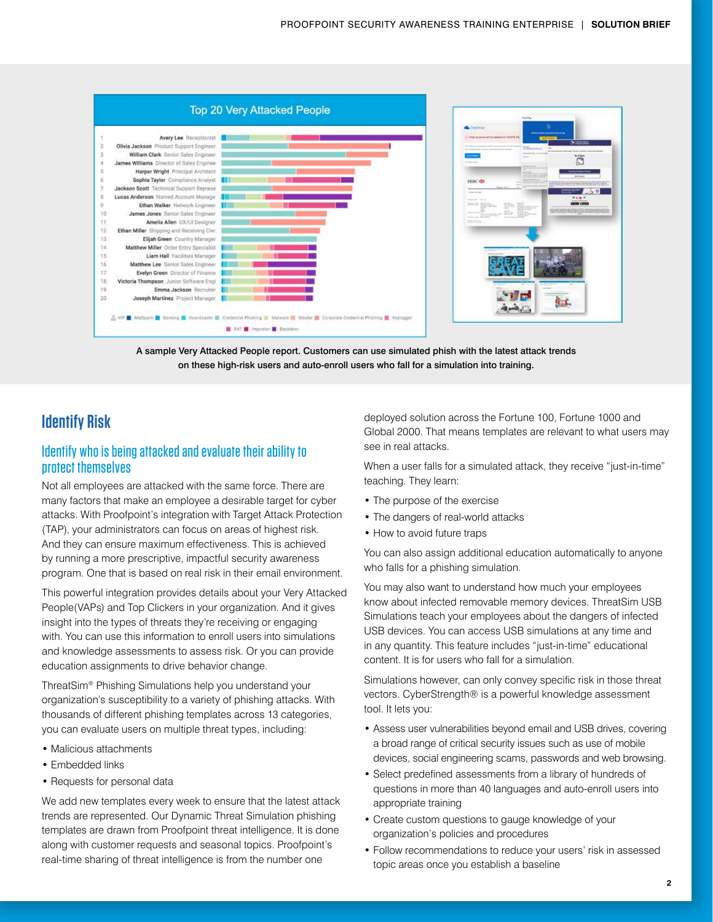A sample Very Attacked People report. Customers can use simulated phish with the latest attack trends on these high-risk users and auto-enroll users who fall for a simulation into training.

# Identify Risk

## Identify who is being attacked and evaluate their ability to protect themselves

Not all employees are attacked with the same force. There are many factors that make an employee a desirable target for cyber attacks. With Proofpoint's integration with Target Attack Protection (TAP), your administrators can focus on areas of highest risk. And they can ensure maximum effectiveness. This is achieved by running a more prescriptive, impactful security awareness program. One that is based on real risk in their email environment.

This powerful integration provides details about your Very Attacked People(VAPs) and Top Clickers in your organization. And it gives insight into the types of threats they're receiving or engaging with. You can use this information to enroll users into simulations and knowledge assessments to assess risk. Or you can provide education assignments to drive behavior change.

ThreatSim® Phishing Simulations help you understand your organization's susceptibility to a variety of phishing attacks. With thousands of different phishing templates across 13 categories, you can evaluate users on multiple threat types, including:

- Malicious attachments
- Embedded links
- Requests for personal data

We add new templates every week to ensure that the latest attack trends are represented. Our Dynamic Threat Simulation phishing templates are drawn from Proofpoint threat intelligence. It is done along with customer requests and seasonal topics. Proofpoint's real-time sharing of threat intelligence is from the number one deployed solution across the Fortune 100, Fortune 1000 and Global 2000. That means templates are relevant to what users may see in real attacks.

When a user falls for a simulated attack, they receive "just-in-time" teaching. They learn:

- The purpose of the exercise
- The dangers of real-world attacks
- How to avoid future traps

You can also assign additional education automatically to anyone who falls for a phishing simulation.

You may also want to understand how much your employees know about infected removable memory devices. ThreatSim USB Simulations teach your employees about the dangers of infected USB devices. You can access USB simulations at any time and in any quantity. This feature includes "just-in-time" educational content. It is for users who fall for a simulation.

Simulations however, can only convey specific risk in those threat vectors. CyberStrength® is a powerful knowledge assessment tool. It lets you:

- Assess user vulnerabilities beyond email and USB drives, covering a broad range of critical security issues such as use of mobile devices, social engineering scams, passwords and web browsing.
- Select predefined assessments from a library of hundreds of questions in more than 40 languages and auto-enroll users into appropriate training
- Create custom questions to gauge knowledge of your organization's policies and procedures
- Follow recommendations to reduce your users' risk in assessed topic areas once you establish a baseline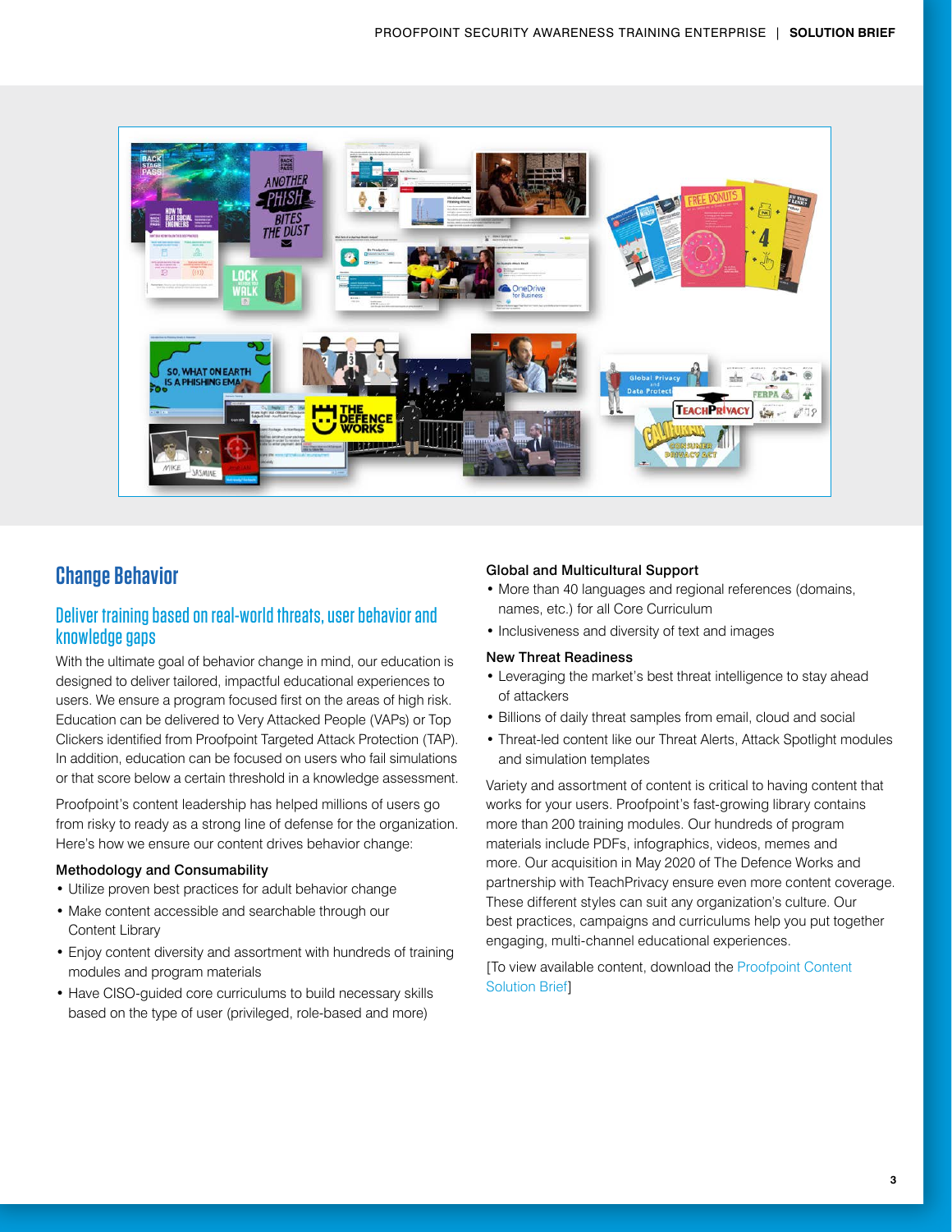## Change Behavior

### Deliver training based on real-world threats, user behavior and knowledge gaps

With the ultimate goal of behavior change in mind, our education is designed to deliver tailored, impactful educational experiences to users. We ensure a program focused first on the areas of high risk. Education can be delivered to Very Attacked People (VAPs) or Top Clickers identified from Proofpoint Targeted Attack Protection (TAP). In addition, education can be focused on users who fail simulations or that score below a certain threshold in a knowledge assessment.

Proofpoint's content leadership has helped millions of users go from risky to ready as a strong line of defense for the organization. Here's how we ensure our content drives behavior change:

#### Methodology and Consumability

- Utilize proven best practices for adult behavior change
- Make content accessible and searchable through our Content Library
- Enjoy content diversity and assortment with hundreds of training modules and program materials
- Have CISO-guided core curriculums to build necessary skills based on the type of user (privileged, role-based and more)

#### Global and Multicultural Support

- More than 40 languages and regional references (domains, names, etc.) for all Core Curriculum
- Inclusiveness and diversity of text and images

#### New Threat Readiness

- Leveraging the market's best threat intelligence to stay ahead of attackers
- Billions of daily threat samples from email, cloud and social
- Threat-led content like our Threat Alerts, Attack Spotlight modules and simulation templates

Variety and assortment of content is critical to having content that works for your users. Proofpoint's fast-growing library contains more than 200 training modules. Our hundreds of program materials include PDFs, infographics, videos, memes and more. Our acquisition in May 2020 of The Defence Works and partnership with TeachPrivacy ensure even more content coverage. These different styles can suit any organization's culture. Our best practices, campaigns and curriculums help you put together engaging, multi-channel educational experiences.

[To view available content, download the Proofpoint Content Solution Brief]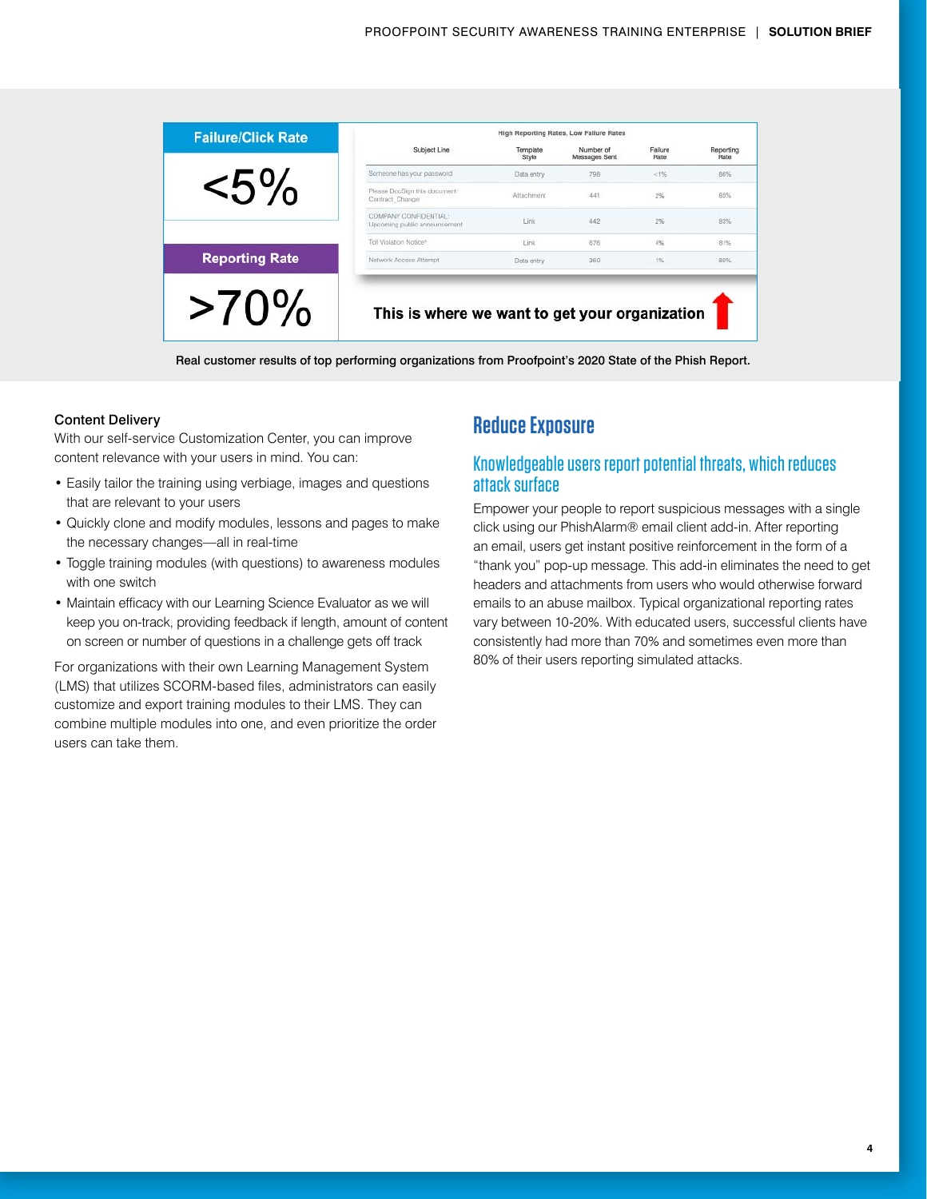**Failure/Click Rate**

<5%

**Reporting Rate**

>70%

**High Reporting Rates, Low Failure Rates**

| Subject Line | Template Style | Number of Messages Sent | Failure Rate | Reporting Rate |
|---|---|---|---|---|
| Someone has your password | Data entry | 798 | <1% | 86% |
| Please DocSign this document: Contract_Change | Attachment | 441 | 2% | 85% |
| COMPANY CONFIDENTIAL: Upcoming public announcement | Link | 442 | 2% | 83% |
| Toll Violation Notice | Link | 676 | 4% | 81% |
| Network Access Attempt | Data entry | 360 | 1% | 80% |

**This is where we want to get your organization**

Real customer results of top performing organizations from Proofpoint's 2020 State of the Phish Report.

### Content Delivery

With our self-service Customization Center, you can improve content relevance with your users in mind. You can:

- Easily tailor the training using verbiage, images and questions that are relevant to your users
- Quickly clone and modify modules, lessons and pages to make the necessary changes—all in real-time
- Toggle training modules (with questions) to awareness modules with one switch
- Maintain efficacy with our Learning Science Evaluator as we will keep you on-track, providing feedback if length, amount of content on screen or number of questions in a challenge gets off track

For organizations with their own Learning Management System (LMS) that utilizes SCORM-based files, administrators can easily customize and export training modules to their LMS. They can combine multiple modules into one, and even prioritize the order users can take them.

## Reduce Exposure

### Knowledgeable users report potential threats, which reduces attack surface

Empower your people to report suspicious messages with a single click using our PhishAlarm® email client add-in. After reporting an email, users get instant positive reinforcement in the form of a "thank you" pop-up message. This add-in eliminates the need to get headers and attachments from users who would otherwise forward emails to an abuse mailbox. Typical organizational reporting rates vary between 10-20%. With educated users, successful clients have consistently had more than 70% and sometimes even more than 80% of their users reporting simulated attacks.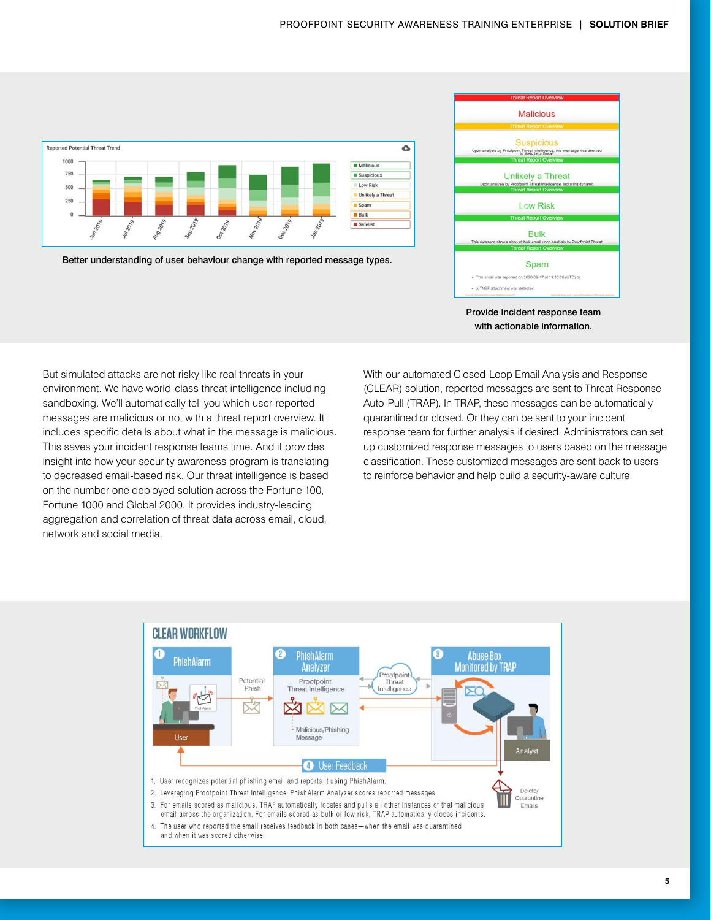Better understanding of user behaviour change with reported message types.

Provide incident response team with actionable information.

But simulated attacks are not risky like real threats in your environment. We have world-class threat intelligence including sandboxing. We'll automatically tell you which user-reported messages are malicious or not with a threat report overview. It includes specific details about what in the message is malicious. This saves your incident response teams time. And it provides insight into how your security awareness program is translating to decreased email-based risk. Our threat intelligence is based on the number one deployed solution across the Fortune 100, Fortune 1000 and Global 2000. It provides industry-leading aggregation and correlation of threat data across email, cloud, network and social media.

With our automated Closed-Loop Email Analysis and Response (CLEAR) solution, reported messages are sent to Threat Response Auto-Pull (TRAP). In TRAP, these messages can be automatically quarantined or closed. Or they can be sent to your incident response team for further analysis if desired. Administrators can set up customized response messages to users based on the message classification. These customized messages are sent back to users to reinforce behavior and help build a security-aware culture.

## CLEAR WORKFLOW

1. User recognizes potential phishing email and reports it using PhishAlarm.
2. Leveraging Proofpoint Threat Intelligence, PhishAlarm Analyzer scores reported messages.
3. For emails scored as malicious, TRAP automatically locates and pulls all other instances of that malicious email across the organization. For emails scored as bulk or low-risk, TRAP automatically closes incidents.
4. The user who reported the email receives feedback in both cases—when the email was quarantined and when it was scored otherwise.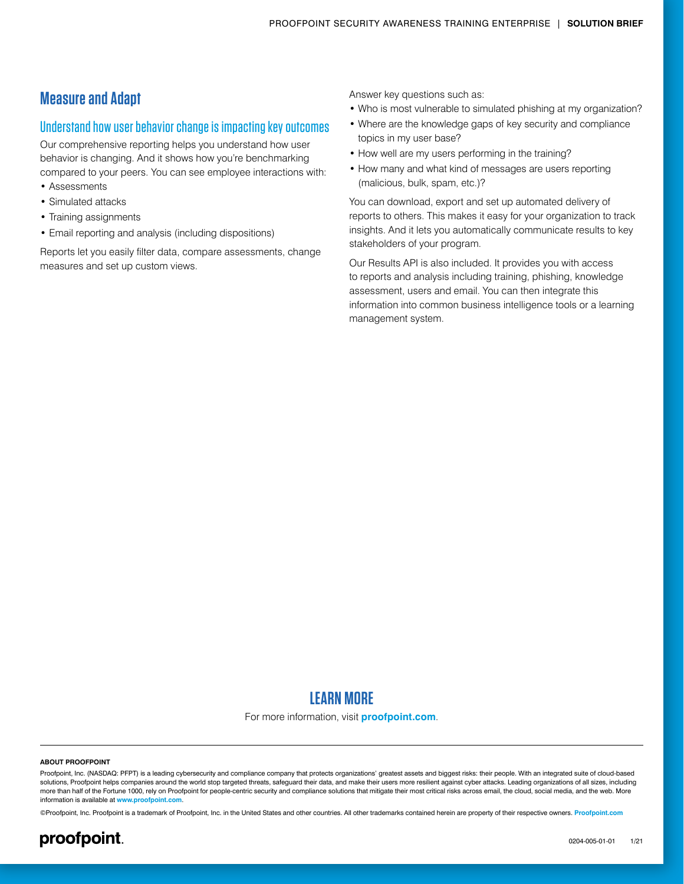## Measure and Adapt

### Understand how user behavior change is impacting key outcomes

Our comprehensive reporting helps you understand how user behavior is changing. And it shows how you're benchmarking compared to your peers. You can see employee interactions with:

- Assessments
- Simulated attacks
- Training assignments
- Email reporting and analysis (including dispositions)

Reports let you easily filter data, compare assessments, change measures and set up custom views.

Answer key questions such as:

- Who is most vulnerable to simulated phishing at my organization?
- Where are the knowledge gaps of key security and compliance topics in my user base?
- How well are my users performing in the training?
- How many and what kind of messages are users reporting (malicious, bulk, spam, etc.)?

You can download, export and set up automated delivery of reports to others. This makes it easy for your organization to track insights. And it lets you automatically communicate results to key stakeholders of your program.

Our Results API is also included. It provides you with access to reports and analysis including training, phishing, knowledge assessment, users and email. You can then integrate this information into common business intelligence tools or a learning management system.

## LEARN MORE

For more information, visit **proofpoint.com**.

---

**ABOUT PROOFPOINT**

Proofpoint, Inc. (NASDAQ: PFPT) is a leading cybersecurity and compliance company that protects organizations' greatest assets and biggest risks: their people. With an integrated suite of cloud-based solutions, Proofpoint helps companies around the world stop targeted threats, safeguard their data, and make their users more resilient against cyber attacks. Leading organizations of all sizes, including more than half of the Fortune 1000, rely on Proofpoint for people-centric security and compliance solutions that mitigate their most critical risks across email, the cloud, social media, and the web. More information is available at **www.proofpoint.com.**

©Proofpoint, Inc. Proofpoint is a trademark of Proofpoint, Inc. in the United States and other countries. All other trademarks contained herein are property of their respective owners. **Proofpoint.com**

proofpoint.

0204-005-01-01 1/21